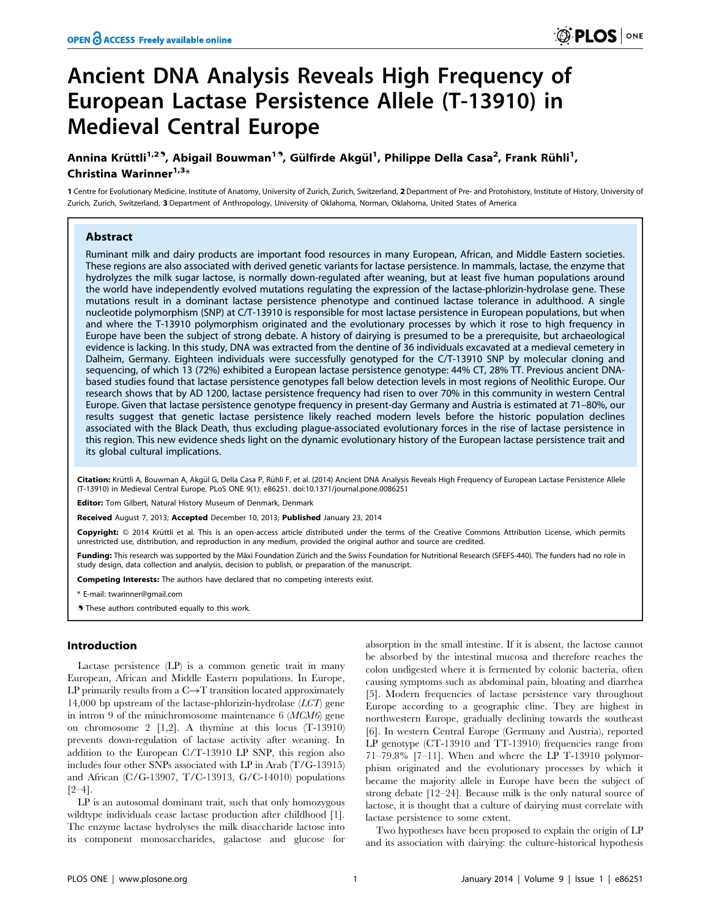# Ancient DNA Analysis Reveals High Frequency of European Lactase Persistence Allele (T-13910) in Medieval Central Europe

**Annina Krüttli[1,2], Abigail Bouwman[1], Gülfirde Akgül[1], Philippe Della Casa[2], Frank Rühli[1], Christina Warinner[1,3]***

1 Centre for Evolutionary Medicine, Institute of Anatomy, University of Zurich, Zurich, Switzerland, 2 Department of Pre- and Protohistory, Institute of History, University of Zurich, Zurich, Switzerland, 3 Department of Anthropology, University of Oklahoma, Norman, Oklahoma, United States of America

## Abstract

Ruminant milk and dairy products are important food resources in many European, African, and Middle Eastern societies. These regions are also associated with derived genetic variants for lactase persistence. In mammals, lactase, the enzyme that hydrolyzes the milk sugar lactose, is normally down-regulated after weaning, but at least five human populations around the world have independently evolved mutations regulating the expression of the lactase-phlorizin-hydrolase gene. These mutations result in a dominant lactase persistence phenotype and continued lactase tolerance in adulthood. A single nucleotide polymorphism (SNP) at C/T-13910 is responsible for most lactase persistence in European populations, but when and where the T-13910 polymorphism originated and the evolutionary processes by which it rose to high frequency in Europe have been the subject of strong debate. A history of dairying is presumed to be a prerequisite, but archaeological evidence is lacking. In this study, DNA was extracted from the dentine of 36 individuals excavated at a medieval cemetery in Dalheim, Germany. Eighteen individuals were successfully genotyped for the C/T-13910 SNP by molecular cloning and sequencing, of which 13 (72%) exhibited a European lactase persistence genotype: 44% CT, 28% TT. Previous ancient DNA-based studies found that lactase persistence genotypes fall below detection levels in most regions of Neolithic Europe. Our research shows that by AD 1200, lactase persistence frequency had risen to over 70% in this community in western Central Europe. Given that lactase persistence genotype frequency in present-day Germany and Austria is estimated at 71–80%, our results suggest that genetic lactase persistence likely reached modern levels before the historic population declines associated with the Black Death, thus excluding plague-associated evolutionary forces in the rise of lactase persistence in this region. This new evidence sheds light on the dynamic evolutionary history of the European lactase persistence trait and its global cultural implications.

**Citation:** Krüttli A, Bouwman A, Akgül G, Della Casa P, Rühli F, et al. (2014) Ancient DNA Analysis Reveals High Frequency of European Lactase Persistence Allele (T-13910) in Medieval Central Europe. PLoS ONE 9(1): e86251. doi:10.1371/journal.pone.0086251

**Editor:** Tom Gilbert, Natural History Museum of Denmark, Denmark

**Received** August 7, 2013; **Accepted** December 10, 2013; **Published** January 23, 2014

**Copyright:** © 2014 Krüttli et al. This is an open-access article distributed under the terms of the Creative Commons Attribution License, which permits unrestricted use, distribution, and reproduction in any medium, provided the original author and source are credited.

**Funding:** This research was supported by the Mäxi Foundation Zürich and the Swiss Foundation for Nutritional Research (SFEFS-440). The funders had no role in study design, data collection and analysis, decision to publish, or preparation of the manuscript.

**Competing Interests:** The authors have declared that no competing interests exist.

\* E-mail: twarinner@gmail.com

These authors contributed equally to this work.

## Introduction

Lactase persistence (LP) is a common genetic trait in many European, African and Middle Eastern populations. In Europe, LP primarily results from a C→T transition located approximately 14,000 bp upstream of the lactase-phlorizin-hydrolase (*LCT*) gene in intron 9 of the minichromosome maintenance 6 (*MCM6*) gene on chromosome 2 [1,2]. A thymine at this locus (T-13910) prevents down-regulation of lactase activity after weaning. In addition to the European C/T-13910 LP SNP, this region also includes four other SNPs associated with LP in Arab (T/G-13915) and African (C/G-13907, T/C-13913, G/C-14010) populations [2–4].

LP is an autosomal dominant trait, such that only homozygous wildtype individuals cease lactase production after childhood [1]. The enzyme lactase hydrolyses the milk disaccharide lactose into its component monosaccharides, galactose and glucose for absorption in the small intestine. If it is absent, the lactose cannot be absorbed by the intestinal mucosa and therefore reaches the colon undigested where it is fermented by colonic bacteria, often causing symptoms such as abdominal pain, bloating and diarrhea [5]. Modern frequencies of lactase persistence vary throughout Europe according to a geographic cline. They are highest in northwestern Europe, gradually declining towards the southeast [6]. In western Central Europe (Germany and Austria), reported LP genotype (CT-13910 and TT-13910) frequencies range from 71–79.8% [7–11]. When and where the LP T-13910 polymorphism originated and the evolutionary processes by which it became the majority allele in Europe have been the subject of strong debate [12–24]. Because milk is the only natural source of lactose, it is thought that a culture of dairying must correlate with lactase persistence to some extent.

Two hypotheses have been proposed to explain the origin of LP and its association with dairying: the culture-historical hypothesis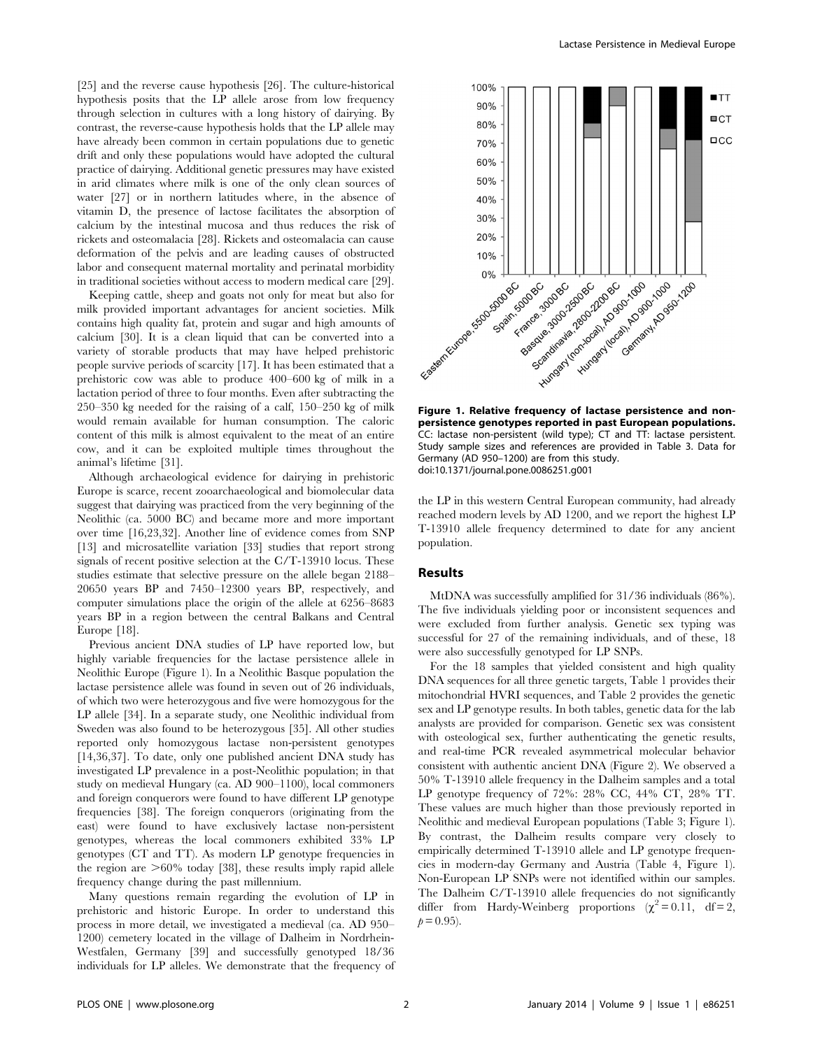[25] and the reverse cause hypothesis [26]. The culture-historical hypothesis posits that the LP allele arose from low frequency through selection in cultures with a long history of dairying. By contrast, the reverse-cause hypothesis holds that the LP allele may have already been common in certain populations due to genetic drift and only these populations would have adopted the cultural practice of dairying. Additional genetic pressures may have existed in arid climates where milk is one of the only clean sources of water [27] or in northern latitudes where, in the absence of vitamin D, the presence of lactose facilitates the absorption of calcium by the intestinal mucosa and thus reduces the risk of rickets and osteomalacia [28]. Rickets and osteomalacia can cause deformation of the pelvis and are leading causes of obstructed labor and consequent maternal mortality and perinatal morbidity in traditional societies without access to modern medical care [29].

Keeping cattle, sheep and goats not only for meat but also for milk provided important advantages for ancient societies. Milk contains high quality fat, protein and sugar and high amounts of calcium [30]. It is a clean liquid that can be converted into a variety of storable products that may have helped prehistoric people survive periods of scarcity [17]. It has been estimated that a prehistoric cow was able to produce 400–600 kg of milk in a lactation period of three to four months. Even after subtracting the 250–350 kg needed for the raising of a calf, 150–250 kg of milk would remain available for human consumption. The caloric content of this milk is almost equivalent to the meat of an entire cow, and it can be exploited multiple times throughout the animal's lifetime [31].

Although archaeological evidence for dairying in prehistoric Europe is scarce, recent zooarchaeological and biomolecular data suggest that dairying was practiced from the very beginning of the Neolithic (ca. 5000 BC) and became more and more important over time [16,23,32]. Another line of evidence comes from SNP [13] and microsatellite variation [33] studies that report strong signals of recent positive selection at the C/T-13910 locus. These studies estimate that selective pressure on the allele began 2188–20650 years BP and 7450–12300 years BP, respectively, and computer simulations place the origin of the allele at 6256–8683 years BP in a region between the central Balkans and Central Europe [18].

Previous ancient DNA studies of LP have reported low, but highly variable frequencies for the lactase persistence allele in Neolithic Europe (Figure 1). In a Neolithic Basque population the lactase persistence allele was found in seven out of 26 individuals, of which two were heterozygous and five were homozygous for the LP allele [34]. In a separate study, one Neolithic individual from Sweden was also found to be heterozygous [35]. All other studies reported only homozygous lactase non-persistent genotypes [14,36,37]. To date, only one published ancient DNA study has investigated LP prevalence in a post-Neolithic population; in that study on medieval Hungary (ca. AD 900–1100), local commoners and foreign conquerors were found to have different LP genotype frequencies [38]. The foreign conquerors (originating from the east) were found to have exclusively lactase non-persistent genotypes, whereas the local commoners exhibited 33% LP genotypes (CT and TT). As modern LP genotype frequencies in the region are >60% today [38], these results imply rapid allele frequency change during the past millennium.

Many questions remain regarding the evolution of LP in prehistoric and historic Europe. In order to understand this process in more detail, we investigated a medieval (ca. AD 950–1200) cemetery located in the village of Dalheim in Nordrhein-Westfalen, Germany [39] and successfully genotyped 18/36 individuals for LP alleles. We demonstrate that the frequency of the LP in this western Central European community, had already reached modern levels by AD 1200, and we report the highest LP T-13910 allele frequency determined to date for any ancient population.

**Figure 1. Relative frequency of lactase persistence and non-persistence genotypes reported in past European populations.** CC: lactase non-persistent (wild type); CT and TT: lactase persistent. Study sample sizes and references are provided in Table 3. Data for Germany (AD 950–1200) are from this study.
doi:10.1371/journal.pone.0086251.g001

## Results

MtDNA was successfully amplified for 31/36 individuals (86%). The five individuals yielding poor or inconsistent sequences and were excluded from further analysis. Genetic sex typing was successful for 27 of the remaining individuals, and of these, 18 were also successfully genotyped for LP SNPs.

For the 18 samples that yielded consistent and high quality DNA sequences for all three genetic targets, Table 1 provides their mitochondrial HVRI sequences, and Table 2 provides the genetic sex and LP genotype results. In both tables, genetic data for the lab analysts are provided for comparison. Genetic sex was consistent with osteological sex, further authenticating the genetic results, and real-time PCR revealed asymmetrical molecular behavior consistent with authentic ancient DNA (Figure 2). We observed a 50% T-13910 allele frequency in the Dalheim samples and a total LP genotype frequency of 72%: 28% CC, 44% CT, 28% TT. These values are much higher than those previously reported in Neolithic and medieval European populations (Table 3; Figure 1). By contrast, the Dalheim results compare very closely to empirically determined T-13910 allele and LP genotype frequencies in modern-day Germany and Austria (Table 4, Figure 1). Non-European LP SNPs were not identified within our samples. The Dalheim C/T-13910 allele frequencies do not significantly differ from Hardy-Weinberg proportions ($\chi^2 = 0.11$, df = 2, $p = 0.95$).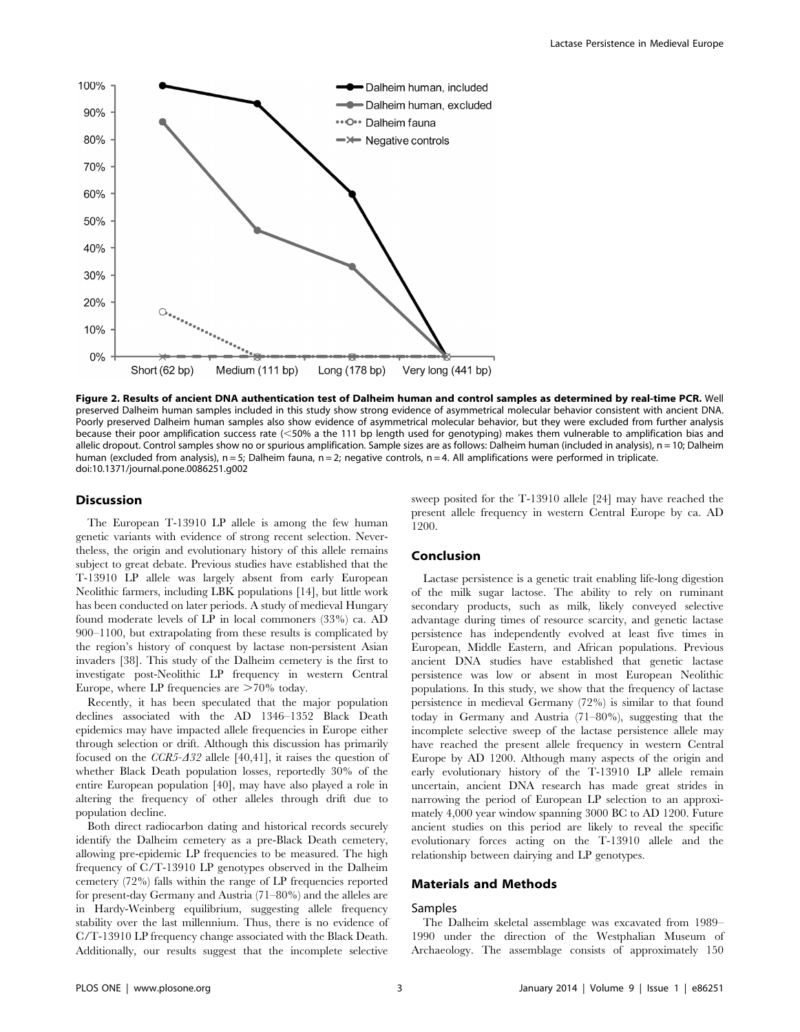**Figure 2. Results of ancient DNA authentication test of Dalheim human and control samples as determined by real-time PCR.** Well preserved Dalheim human samples included in this study show strong evidence of asymmetrical molecular behavior consistent with ancient DNA. Poorly preserved Dalheim human samples also show evidence of asymmetrical molecular behavior, but they were excluded from further analysis because their poor amplification success rate (<50% a the 111 bp length used for genotyping) makes them vulnerable to amplification bias and allelic dropout. Control samples show no or spurious amplification. Sample sizes are as follows: Dalheim human (included in analysis), n = 10; Dalheim human (excluded from analysis), n = 5; Dalheim fauna, n = 2; negative controls, n = 4. All amplifications were performed in triplicate.
doi:10.1371/journal.pone.0086251.g002

## Discussion

The European T-13910 LP allele is among the few human genetic variants with evidence of strong recent selection. Nevertheless, the origin and evolutionary history of this allele remains subject to great debate. Previous studies have established that the T-13910 LP allele was largely absent from early European Neolithic farmers, including LBK populations [14], but little work has been conducted on later periods. A study of medieval Hungary found moderate levels of LP in local commoners (33%) ca. AD 900–1100, but extrapolating from these results is complicated by the region's history of conquest by lactase non-persistent Asian invaders [38]. This study of the Dalheim cemetery is the first to investigate post-Neolithic LP frequency in western Central Europe, where LP frequencies are >70% today.

Recently, it has been speculated that the major population declines associated with the AD 1346–1352 Black Death epidemics may have impacted allele frequencies in Europe either through selection or drift. Although this discussion has primarily focused on the *CCR5-Δ32* allele [40,41], it raises the question of whether Black Death population losses, reportedly 30% of the entire European population [40], may have also played a role in altering the frequency of other alleles through drift due to population decline.

Both direct radiocarbon dating and historical records securely identify the Dalheim cemetery as a pre-Black Death cemetery, allowing pre-epidemic LP frequencies to be measured. The high frequency of C/T-13910 LP genotypes observed in the Dalheim cemetery (72%) falls within the range of LP frequencies reported for present-day Germany and Austria (71–80%) and the alleles are in Hardy-Weinberg equilibrium, suggesting allele frequency stability over the last millennium. Thus, there is no evidence of C/T-13910 LP frequency change associated with the Black Death. Additionally, our results suggest that the incomplete selective sweep posited for the T-13910 allele [24] may have reached the present allele frequency in western Central Europe by ca. AD 1200.

## Conclusion

Lactase persistence is a genetic trait enabling life-long digestion of the milk sugar lactose. The ability to rely on ruminant secondary products, such as milk, likely conveyed selective advantage during times of resource scarcity, and genetic lactase persistence has independently evolved at least five times in European, Middle Eastern, and African populations. Previous ancient DNA studies have established that genetic lactase persistence was low or absent in most European Neolithic populations. In this study, we show that the frequency of lactase persistence in medieval Germany (72%) is similar to that found today in Germany and Austria (71–80%), suggesting that the incomplete selective sweep of the lactase persistence allele may have reached the present allele frequency in western Central Europe by AD 1200. Although many aspects of the origin and early evolutionary history of the T-13910 LP allele remain uncertain, ancient DNA research has made great strides in narrowing the period of European LP selection to an approximately 4,000 year window spanning 3000 BC to AD 1200. Future ancient studies on this period are likely to reveal the specific evolutionary forces acting on the T-13910 allele and the relationship between dairying and LP genotypes.

## Materials and Methods

### Samples

The Dalheim skeletal assemblage was excavated from 1989–1990 under the direction of the Westphalian Museum of Archaeology. The assemblage consists of approximately 150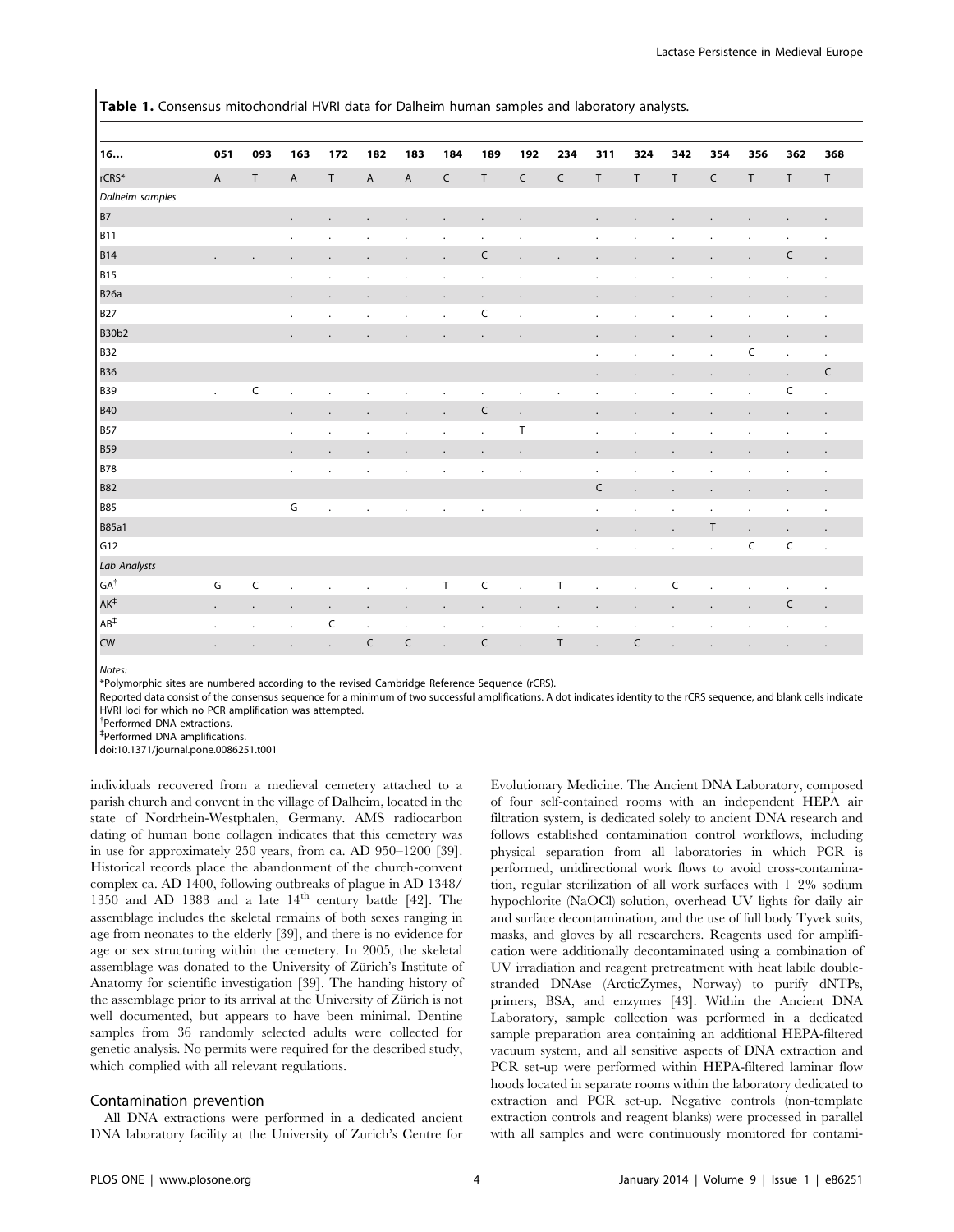**Table 1.** Consensus mitochondrial HVRI data for Dalheim human samples and laboratory analysts.

| 16... | 051 | 093 | 163 | 172 | 182 | 183 | 184 | 189 | 192 | 234 | 311 | 324 | 342 | 354 | 356 | 362 | 368 |
|---|---|---|---|---|---|---|---|---|---|---|---|---|---|---|---|---|---|
| rCRS* | A | T | A | T | A | A | C | T | C | C | T | T | T | C | T | T | T |
| *Dalheim samples* | | | | | | | | | | | | | | | | | |
| B7 | | | . | . | . | . | . | . | . | | . | . | . | . | . | . | . |
| B11 | | | . | . | . | . | . | . | . | | . | . | . | . | . | . | . |
| B14 | . | . | . | . | . | . | . | C | . | . | . | . | . | . | . | C | . |
| B15 | | | . | . | . | . | . | . | . | | . | . | . | . | . | . | . |
| B26a | | | . | . | . | . | . | . | . | | . | . | . | . | . | . | . |
| B27 | | | . | . | . | . | . | C | . | | . | . | . | . | . | . | . |
| B30b2 | | | . | . | . | . | . | . | . | | . | . | . | . | . | . | . |
| B32 | | | | | | | | | | | . | . | . | . | C | . | . |
| B36 | | | | | | | | | | | . | . | . | . | . | . | C |
| B39 | . | C | . | . | . | . | . | . | . | . | . | . | . | . | . | C | . |
| B40 | | | . | . | . | . | . | C | . | | . | . | . | . | . | . | . |
| B57 | | | . | . | . | . | . | . | T | | . | . | . | . | . | . | . |
| B59 | | | . | . | . | . | . | . | . | | . | . | . | . | . | . | . |
| B78 | | | . | . | . | . | . | . | . | | . | . | . | . | . | . | . |
| B82 | | | | | | | | | | | C | . | . | . | . | . | . |
| B85 | | | G | . | . | . | . | . | . | | . | . | . | . | . | . | . |
| B85a1 | | | | | | | | | | | . | . | . | T | . | . | . |
| G12 | | | | | | | | | | | . | . | . | . | C | C | . |
| *Lab Analysts* | | | | | | | | | | | | | | | | | |
| GA[†] | G | C | . | . | . | . | T | C | . | T | . | . | C | . | . | . | . |
| AK[‡] | . | . | . | . | . | . | . | . | . | . | . | . | . | . | . | C | . |
| AB[‡] | . | . | . | C | . | . | . | . | . | . | . | . | . | . | . | . | . |
| CW | . | . | . | . | C | C | . | C | . | T | . | C | . | . | . | . | . |

*Notes:*

*Polymorphic sites are numbered according to the revised Cambridge Reference Sequence (rCRS).

Reported data consist of the consensus sequence for a minimum of two successful amplifications. A dot indicates identity to the rCRS sequence, and blank cells indicate HVRI loci for which no PCR amplification was attempted.

[†]Performed DNA extractions.

[‡]Performed DNA amplifications.

doi:10.1371/journal.pone.0086251.t001

individuals recovered from a medieval cemetery attached to a parish church and convent in the village of Dalheim, located in the state of Nordrhein-Westphalen, Germany. AMS radiocarbon dating of human bone collagen indicates that this cemetery was in use for approximately 250 years, from ca. AD 950–1200 [39]. Historical records place the abandonment of the church-convent complex ca. AD 1400, following outbreaks of plague in AD 1348/1350 and AD 1383 and a late 14th century battle [42]. The assemblage includes the skeletal remains of both sexes ranging in age from neonates to the elderly [39], and there is no evidence for age or sex structuring within the cemetery. In 2005, the skeletal assemblage was donated to the University of Zürich's Institute of Anatomy for scientific investigation [39]. The handing history of the assemblage prior to its arrival at the University of Zürich is not well documented, but appears to have been minimal. Dentine samples from 36 randomly selected adults were collected for genetic analysis. No permits were required for the described study, which complied with all relevant regulations.

## Contamination prevention

All DNA extractions were performed in a dedicated ancient DNA laboratory facility at the University of Zurich's Centre for Evolutionary Medicine. The Ancient DNA Laboratory, composed of four self-contained rooms with an independent HEPA air filtration system, is dedicated solely to ancient DNA research and follows established contamination control workflows, including physical separation from all laboratories in which PCR is performed, unidirectional work flows to avoid cross-contamination, regular sterilization of all work surfaces with 1–2% sodium hypochlorite (NaOCl) solution, overhead UV lights for daily air and surface decontamination, and the use of full body Tyvek suits, masks, and gloves by all researchers. Reagents used for amplification were additionally decontaminated using a combination of UV irradiation and reagent pretreatment with heat labile double-stranded DNAse (ArcticZymes, Norway) to purify dNTPs, primers, BSA, and enzymes [43]. Within the Ancient DNA Laboratory, sample collection was performed in a dedicated sample preparation area containing an additional HEPA-filtered vacuum system, and all sensitive aspects of DNA extraction and PCR set-up were performed within HEPA-filtered laminar flow hoods located in separate rooms within the laboratory dedicated to extraction and PCR set-up. Negative controls (non-template extraction controls and reagent blanks) were processed in parallel with all samples and were continuously monitored for contami-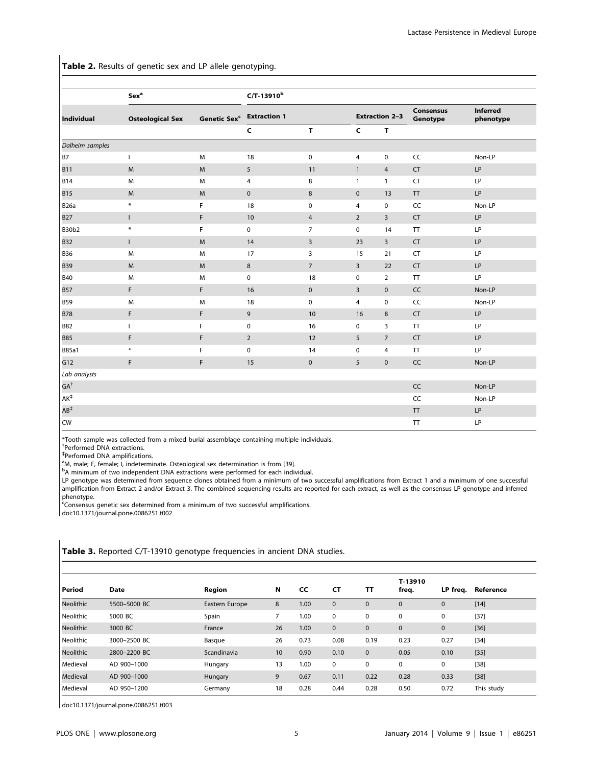**Table 2.** Results of genetic sex and LP allele genotyping.

| | Sex[a] | | C/T-13910[b] | | | | | |
|---|---|---|---|---|---|---|---|---|
| Individual | Osteological Sex | Genetic Sex[c] | Extraction 1 | | Extraction 2–3 | | Consensus Genotype | Inferred phenotype |
| | | | C | T | C | T | | |
| *Dalheim samples* | | | | | | | | |
| B7 | I | M | 18 | 0 | 4 | 0 | CC | Non-LP |
| B11 | M | M | 5 | 11 | 1 | 4 | CT | LP |
| B14 | M | M | 4 | 8 | 1 | 1 | CT | LP |
| B15 | M | M | 0 | 8 | 0 | 13 | TT | LP |
| B26a | * | F | 18 | 0 | 4 | 0 | CC | Non-LP |
| B27 | I | F | 10 | 4 | 2 | 3 | CT | LP |
| B30b2 | * | F | 0 | 7 | 0 | 14 | TT | LP |
| B32 | I | M | 14 | 3 | 23 | 3 | CT | LP |
| B36 | M | M | 17 | 3 | 15 | 21 | CT | LP |
| B39 | M | M | 8 | 7 | 3 | 22 | CT | LP |
| B40 | M | M | 0 | 18 | 0 | 2 | TT | LP |
| B57 | F | F | 16 | 0 | 3 | 0 | CC | Non-LP |
| B59 | M | M | 18 | 0 | 4 | 0 | CC | Non-LP |
| B78 | F | F | 9 | 10 | 16 | 8 | CT | LP |
| B82 | I | F | 0 | 16 | 0 | 3 | TT | LP |
| B85 | F | F | 2 | 12 | 5 | 7 | CT | LP |
| B85a1 | * | F | 0 | 14 | 0 | 4 | TT | LP |
| G12 | F | F | 15 | 0 | 5 | 0 | CC | Non-LP |
| *Lab analysts* | | | | | | | | |
| GA[†] | | | | | | | CC | Non-LP |
| AK[‡] | | | | | | | CC | Non-LP |
| AB[‡] | | | | | | | TT | LP |
| CW | | | | | | | TT | LP |

*Tooth sample was collected from a mixed burial assemblage containing multiple individuals.
[†]Performed DNA extractions.
[‡]Performed DNA amplifications.
[a]M, male; F, female; I, indeterminate. Osteological sex determination is from [39].
[b]A minimum of two independent DNA extractions were performed for each individual.
LP genotype was determined from sequence clones obtained from a minimum of two successful amplifications from Extract 1 and a minimum of one successful amplification from Extract 2 and/or Extract 3. The combined sequencing results are reported for each extract, as well as the consensus LP genotype and inferred phenotype.
[c]Consensus genetic sex determined from a minimum of two successful amplifications.
doi:10.1371/journal.pone.0086251.t002

**Table 3.** Reported C/T-13910 genotype frequencies in ancient DNA studies.

| Period | Date | Region | N | CC | CT | TT | T-13910 freq. | LP freq. | Reference |
|---|---|---|---|---|---|---|---|---|---|
| Neolithic | 5500–5000 BC | Eastern Europe | 8 | 1.00 | 0 | 0 | 0 | 0 | [14] |
| Neolithic | 5000 BC | Spain | 7 | 1.00 | 0 | 0 | 0 | 0 | [37] |
| Neolithic | 3000 BC | France | 26 | 1.00 | 0 | 0 | 0 | 0 | [36] |
| Neolithic | 3000–2500 BC | Basque | 26 | 0.73 | 0.08 | 0.19 | 0.23 | 0.27 | [34] |
| Neolithic | 2800–2200 BC | Scandinavia | 10 | 0.90 | 0.10 | 0 | 0.05 | 0.10 | [35] |
| Medieval | AD 900–1000 | Hungary | 13 | 1.00 | 0 | 0 | 0 | 0 | [38] |
| Medieval | AD 900–1000 | Hungary | 9 | 0.67 | 0.11 | 0.22 | 0.28 | 0.33 | [38] |
| Medieval | AD 950–1200 | Germany | 18 | 0.28 | 0.44 | 0.28 | 0.50 | 0.72 | This study |

doi:10.1371/journal.pone.0086251.t003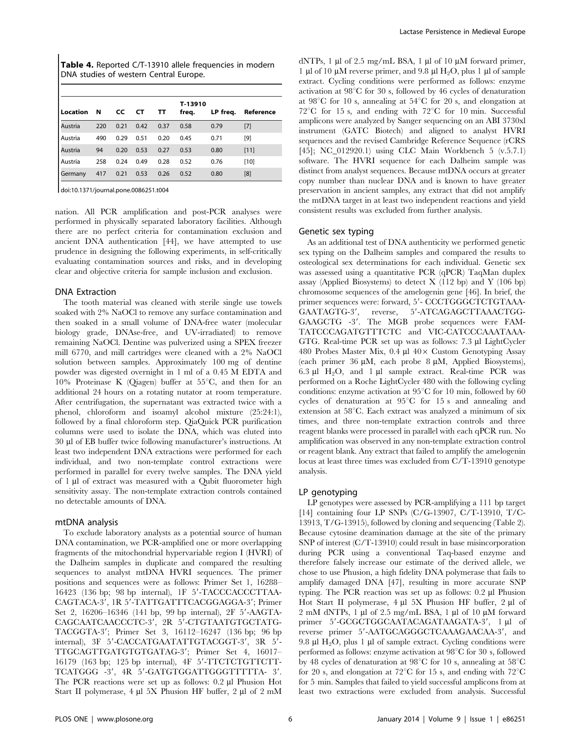**Table 4.** Reported C/T-13910 allele frequencies in modern DNA studies of western Central Europe.

| Location | N | CC | CT | TT | T-13910 freq. | LP freq. | Reference |
|---|---|---|---|---|---|---|---|
| Austria | 220 | 0.21 | 0.42 | 0.37 | 0.58 | 0.79 | [7] |
| Austria | 490 | 0.29 | 0.51 | 0.20 | 0.45 | 0.71 | [9] |
| Austria | 94 | 0.20 | 0.53 | 0.27 | 0.53 | 0.80 | [11] |
| Austria | 258 | 0.24 | 0.49 | 0.28 | 0.52 | 0.76 | [10] |
| Germany | 417 | 0.21 | 0.53 | 0.26 | 0.52 | 0.80 | [8] |

doi:10.1371/journal.pone.0086251.t004

nation. All PCR amplification and post-PCR analyses were performed in physically separated laboratory facilities. Although there are no perfect criteria for contamination exclusion and ancient DNA authentication [44], we have attempted to use prudence in designing the following experiments, in self-critically evaluating contamination sources and risks, and in developing clear and objective criteria for sample inclusion and exclusion.

### DNA Extraction

The tooth material was cleaned with sterile single use towels soaked with 2% NaOCl to remove any surface contamination and then soaked in a small volume of DNA-free water (molecular biology grade, DNAse-free, and UV-irradiated) to remove remaining NaOCl. Dentine was pulverized using a SPEX freezer mill 6770, and mill cartridges were cleaned with a 2% NaOCl solution between samples. Approximately 100 mg of dentine powder was digested overnight in 1 ml of a 0.45 M EDTA and 10% Proteinase K (Qiagen) buffer at 55°C, and then for an additional 24 hours on a rotating nutator at room temperature. After centrifugation, the supernatant was extracted twice with a phenol, chloroform and isoamyl alcohol mixture (25:24:1), followed by a final chloroform step. QiaQuick PCR purification columns were used to isolate the DNA, which was eluted into 30 µl of EB buffer twice following manufacturer's instructions. At least two independent DNA extractions were performed for each individual, and two non-template control extractions were performed in parallel for every twelve samples. The DNA yield of 1 µl of extract was measured with a Qubit fluorometer high sensitivity assay. The non-template extraction controls contained no detectable amounts of DNA.

### mtDNA analysis

To exclude laboratory analysts as a potential source of human DNA contamination, we PCR-amplified one or more overlapping fragments of the mitochondrial hypervariable region I (HVRI) of the Dalheim samples in duplicate and compared the resulting sequences to analyst mtDNA HVRI sequences. The primer positions and sequences were as follows: Primer Set 1, 16288–16423 (136 bp; 98 bp internal), 1F 5′-TACCCACCCTTAA-CAGTACA-3′, 1R 5′-TATTGATTTCACGGAGGA-3′; Primer Set 2, 16206–16346 (141 bp, 99 bp internal), 2F 5′-AAGTA-CAGCAATCAACCCTC-3′, 2R 5′-CTGTAATGTGCTATG-TACGGTA-3′; Primer Set 3, 16112–16247 (136 bp; 96 bp internal), 3F 5′-CACCATGAATATTGTACGGT-3′, 3R 5′-TTGCAGTTGATGTGTGATAG-3′; Primer Set 4, 16017–16179 (163 bp; 125 bp internal), 4F 5′-TTCTCTGTTCTT-TCATGGG -3′, 4R 5′-GATGTGGATTGGGTTTTTA- 3′. The PCR reactions were set up as follows: 0.2 µl Phusion Hot Start II polymerase, 4 µl 5X Phusion HF buffer, 2 µl of 2 mM dNTPs, 1 µl of 2.5 mg/mL BSA, 1 µl of 10 µM forward primer, 1 µl of 10 µM reverse primer, and 9.8 µl $H_2O$, plus 1 µl of sample extract. Cycling conditions were performed as follows: enzyme activation at 98°C for 30 s, followed by 46 cycles of denaturation at 98°C for 10 s, annealing at 54°C for 20 s, and elongation at 72°C for 15 s, and ending with 72°C for 10 min. Successful amplicons were analyzed by Sanger sequencing on an ABI 3730xl instrument (GATC Biotech) and aligned to analyst HVRI sequences and the revised Cambridge Reference Sequence (rCRS [45]; NC_012920.1) using CLC Main Workbench 5 (v.5.7.1) software. The HVRI sequence for each Dalheim sample was distinct from analyst sequences. Because mtDNA occurs at greater copy number than nuclear DNA and is known to have greater preservation in ancient samples, any extract that did not amplify the mtDNA target in at least two independent reactions and yield consistent results was excluded from further analysis.

### Genetic sex typing

As an additional test of DNA authenticity we performed genetic sex typing on the Dalheim samples and compared the results to osteological sex determinations for each individual. Genetic sex was assessed using a quantitative PCR (qPCR) TaqMan duplex assay (Applied Biosystems) to detect X (112 bp) and Y (106 bp) chromosome sequences of the amelogenin gene [46]. In brief, the primer sequences were: forward, 5′- CCCTGGGCTCTGTAAA-GAATAGTG-3′, reverse, 5′-ATCAGAGCTTAAACTGG-GAAGCTG -3′. The MGB probe sequences were FAM-TATCCCAGATGTTTCTC and VIC-CATCCCAAATAAA-GTG. Real-time PCR set up was as follows: 7.3 µl LightCycler 480 Probes Master Mix, 0.4 µl 40× Custom Genotyping Assay (each primer 36 µM, each probe 8 µM, Applied Biosystems), 6.3 µl $H_2O$, and 1 µl sample extract. Real-time PCR was performed on a Roche LightCycler 480 with the following cycling conditions: enzyme activation at 95°C for 10 min, followed by 60 cycles of denaturation at 95°C for 15 s and annealing and extension at 58°C. Each extract was analyzed a minimum of six times, and three non-template extraction controls and three reagent blanks were processed in parallel with each qPCR run. No amplification was observed in any non-template extraction control or reagent blank. Any extract that failed to amplify the amelogenin locus at least three times was excluded from C/T-13910 genotype analysis.

### LP genotyping

LP genotypes were assessed by PCR-amplifying a 111 bp target [14] containing four LP SNPs (C/G-13907, C/T-13910, T/C-13913, T/G-13915), followed by cloning and sequencing (Table 2). Because cytosine deamination damage at the site of the primary SNP of interest (C/T-13910) could result in base misincorporation during PCR using a conventional Taq-based enzyme and therefore falsely increase our estimate of the derived allele, we chose to use Phusion, a high fidelity DNA polymerase that fails to amplify damaged DNA [47], resulting in more accurate SNP typing. The PCR reaction was set up as follows: 0.2 µl Phusion Hot Start II polymerase, 4 µl 5X Phusion HF buffer, 2 µl of 2 mM dNTPs, 1 µl of 2.5 mg/mL BSA, 1 µl of 10 µM forward primer 5′-GCGCTGGCAATACAGATAAGATA-3′, 1 µl of reverse primer 5′-AATGCAGGGCTCAAAGAACAA-3′, and 9.8 µl $H_2O$, plus 1 µl of sample extract. Cycling conditions were performed as follows: enzyme activation at 98°C for 30 s, followed by 48 cycles of denaturation at 98°C for 10 s, annealing at 58°C for 20 s, and elongation at 72°C for 15 s, and ending with 72°C for 5 min. Samples that failed to yield successful amplicons from at least two extractions were excluded from analysis. Successful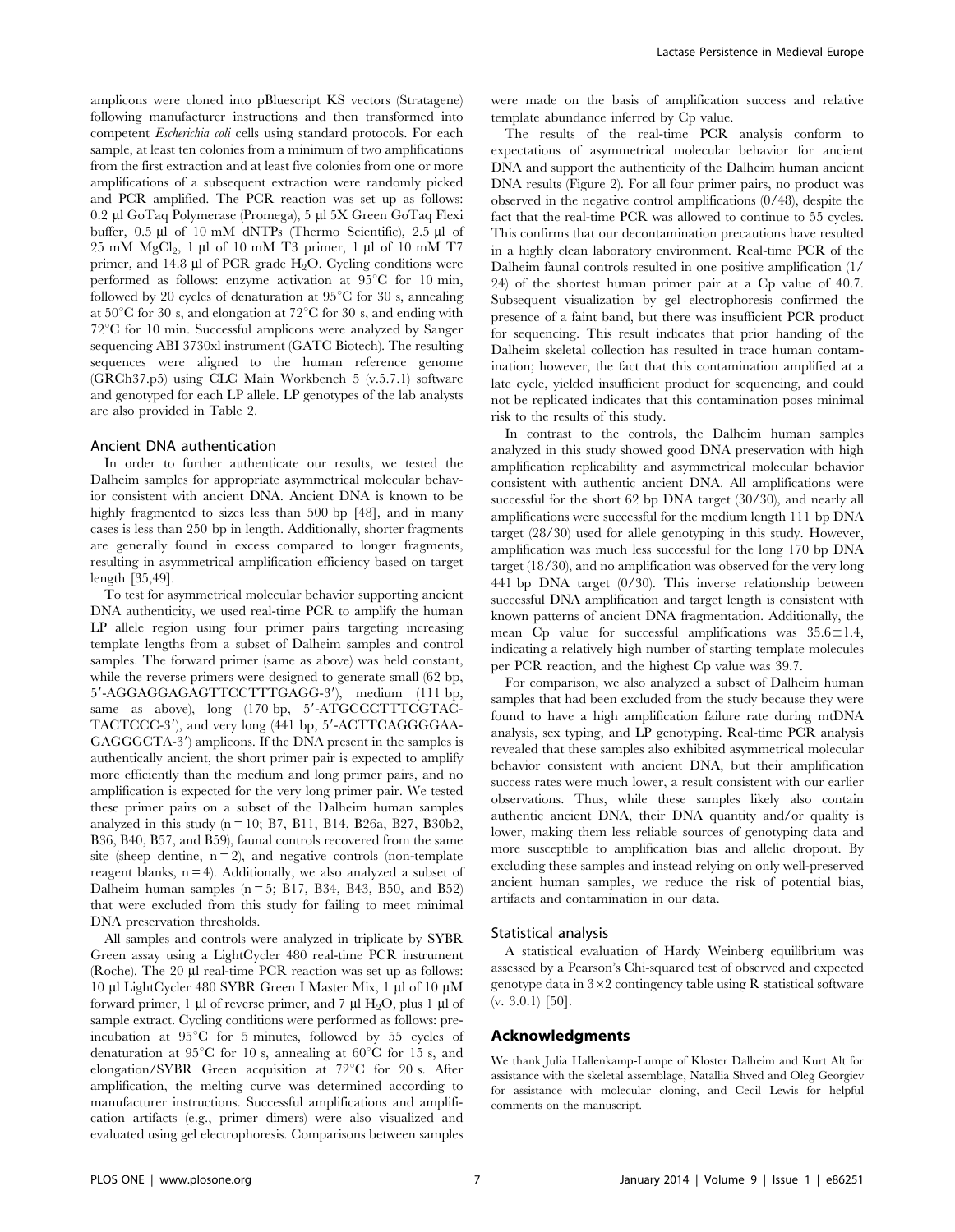amplicons were cloned into pBluescript KS vectors (Stratagene) following manufacturer instructions and then transformed into competent *Escherichia coli* cells using standard protocols. For each sample, at least ten colonies from a minimum of two amplifications from the first extraction and at least five colonies from one or more amplifications of a subsequent extraction were randomly picked and PCR amplified. The PCR reaction was set up as follows: 0.2 µl GoTaq Polymerase (Promega), 5 µl 5X Green GoTaq Flexi buffer, 0.5 µl of 10 mM dNTPs (Thermo Scientific), 2.5 µl of 25 mM $MgCl_2$, 1 µl of 10 mM T3 primer, 1 µl of 10 mM T7 primer, and 14.8 µl of PCR grade $H_2O$. Cycling conditions were performed as follows: enzyme activation at 95°C for 10 min, followed by 20 cycles of denaturation at 95°C for 30 s, annealing at 50°C for 30 s, and elongation at 72°C for 30 s, and ending with 72°C for 10 min. Successful amplicons were analyzed by Sanger sequencing ABI 3730xl instrument (GATC Biotech). The resulting sequences were aligned to the human reference genome (GRCh37.p5) using CLC Main Workbench 5 (v.5.7.1) software and genotyped for each LP allele. LP genotypes of the lab analysts are also provided in Table 2.

### Ancient DNA authentication

In order to further authenticate our results, we tested the Dalheim samples for appropriate asymmetrical molecular behavior consistent with ancient DNA. Ancient DNA is known to be highly fragmented to sizes less than 500 bp [48], and in many cases is less than 250 bp in length. Additionally, shorter fragments are generally found in excess compared to longer fragments, resulting in asymmetrical amplification efficiency based on target length [35,49].

To test for asymmetrical molecular behavior supporting ancient DNA authenticity, we used real-time PCR to amplify the human LP allele region using four primer pairs targeting increasing template lengths from a subset of Dalheim samples and control samples. The forward primer (same as above) was held constant, while the reverse primers were designed to generate small (62 bp, 5′-AGGAGGAGAGTTCCTTTGAGG-3′), medium (111 bp, same as above), long (170 bp, 5′-ATGCCCTTTCGTACTACTCCC-3′), and very long (441 bp, 5′-ACTTCAGGGGAAGAGGGCTA-3′) amplicons. If the DNA present in the samples is authentically ancient, the short primer pair is expected to amplify more efficiently than the medium and long primer pairs, and no amplification is expected for the very long primer pair. We tested these primer pairs on a subset of the Dalheim human samples analyzed in this study (n = 10; B7, B11, B14, B26a, B27, B30b2, B36, B40, B57, and B59), faunal controls recovered from the same site (sheep dentine, n = 2), and negative controls (non-template reagent blanks, n = 4). Additionally, we also analyzed a subset of Dalheim human samples (n = 5; B17, B34, B43, B50, and B52) that were excluded from this study for failing to meet minimal DNA preservation thresholds.

All samples and controls were analyzed in triplicate by SYBR Green assay using a LightCycler 480 real-time PCR instrument (Roche). The 20 µl real-time PCR reaction was set up as follows: 10 µl LightCycler 480 SYBR Green I Master Mix, 1 µl of 10 µM forward primer, 1 µl of reverse primer, and 7 µl $H_2O$, plus 1 µl of sample extract. Cycling conditions were performed as follows: pre-incubation at 95°C for 5 minutes, followed by 55 cycles of denaturation at 95°C for 10 s, annealing at 60°C for 15 s, and elongation/SYBR Green acquisition at 72°C for 20 s. After amplification, the melting curve was determined according to manufacturer instructions. Successful amplifications and amplification artifacts (e.g., primer dimers) were also visualized and evaluated using gel electrophoresis. Comparisons between samples were made on the basis of amplification success and relative template abundance inferred by Cp value.

The results of the real-time PCR analysis conform to expectations of asymmetrical molecular behavior for ancient DNA and support the authenticity of the Dalheim human ancient DNA results (Figure 2). For all four primer pairs, no product was observed in the negative control amplifications (0/48), despite the fact that the real-time PCR was allowed to continue to 55 cycles. This confirms that our decontamination precautions have resulted in a highly clean laboratory environment. Real-time PCR of the Dalheim faunal controls resulted in one positive amplification (1/24) of the shortest human primer pair at a Cp value of 40.7. Subsequent visualization by gel electrophoresis confirmed the presence of a faint band, but there was insufficient PCR product for sequencing. This result indicates that prior handing of the Dalheim skeletal collection has resulted in trace human contamination; however, the fact that this contamination amplified at a late cycle, yielded insufficient product for sequencing, and could not be replicated indicates that this contamination poses minimal risk to the results of this study.

In contrast to the controls, the Dalheim human samples analyzed in this study showed good DNA preservation with high amplification replicability and asymmetrical molecular behavior consistent with authentic ancient DNA. All amplifications were successful for the short 62 bp DNA target (30/30), and nearly all amplifications were successful for the medium length 111 bp DNA target (28/30) used for allele genotyping in this study. However, amplification was much less successful for the long 170 bp DNA target (18/30), and no amplification was observed for the very long 441 bp DNA target (0/30). This inverse relationship between successful DNA amplification and target length is consistent with known patterns of ancient DNA fragmentation. Additionally, the mean Cp value for successful amplifications was $35.6 \pm 1.4$, indicating a relatively high number of starting template molecules per PCR reaction, and the highest Cp value was 39.7.

For comparison, we also analyzed a subset of Dalheim human samples that had been excluded from the study because they were found to have a high amplification failure rate during mtDNA analysis, sex typing, and LP genotyping. Real-time PCR analysis revealed that these samples also exhibited asymmetrical molecular behavior consistent with ancient DNA, but their amplification success rates were much lower, a result consistent with our earlier observations. Thus, while these samples likely also contain authentic ancient DNA, their DNA quantity and/or quality is lower, making them less reliable sources of genotyping data and more susceptible to amplification bias and allelic dropout. By excluding these samples and instead relying on only well-preserved ancient human samples, we reduce the risk of potential bias, artifacts and contamination in our data.

### Statistical analysis

A statistical evaluation of Hardy Weinberg equilibrium was assessed by a Pearson's Chi-squared test of observed and expected genotype data in 3×2 contingency table using R statistical software (v. 3.0.1) [50].

## Acknowledgments

We thank Julia Hallenkamp-Lumpe of Kloster Dalheim and Kurt Alt for assistance with the skeletal assemblage, Natallia Shved and Oleg Georgiev for assistance with molecular cloning, and Cecil Lewis for helpful comments on the manuscript.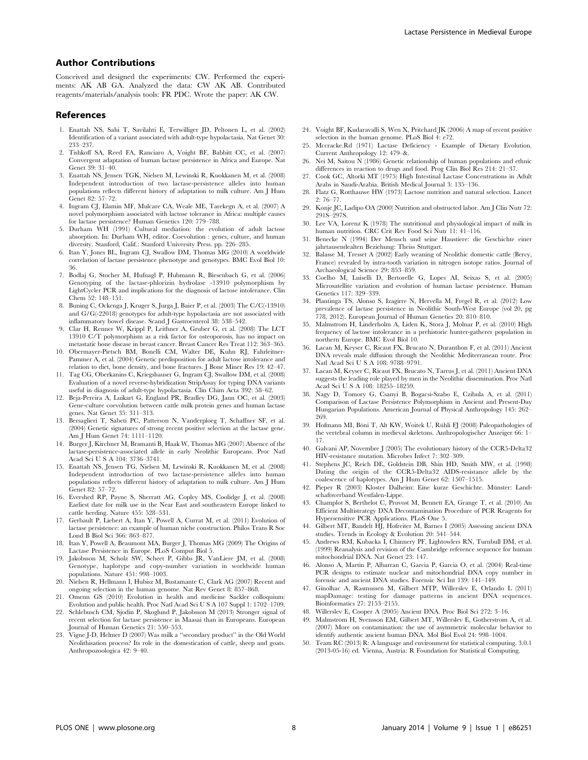## Author Contributions

Conceived and designed the experiments: CW. Performed the experiments: AK AB GA. Analyzed the data: CW AK AB. Contributed reagents/materials/analysis tools: FR PDC. Wrote the paper: AK CW.

## References

1. Enattah NS, Sahi T, Savilahti E, Terwilliger JD, Peltonen L, et al. (2002) Identification of a variant associated with adult-type hypolactasia. Nat Genet 30: 233–237.
2. Tishkoff SA, Reed FA, Ranciaro A, Voight BF, Babbitt CC, et al. (2007) Convergent adaptation of human lactase persistence in Africa and Europe. Nat Genet 39: 31–40.
3. Enattah NS, Jensen TGK, Nielsen M, Lewinski R, Kuokkanen M, et al. (2008) Independent introduction of two lactase-persistence alleles into human populations reflects different history of adaptation to milk culture. Am J Hum Genet 82: 57–72.
4. Ingram CJ, Elamin MF, Mulcare CA, Weale ME, Tarekegn A, et al. (2007) A novel polymorphism associated with lactose tolerance in Africa: multiple causes for lactase persistence? Human Genetics 120: 779–788.
5. Durham WH (1991) Cultural mediation: the evolution of adult lactose absorption. In: Durham WH, editor. Coevolution : genes, culture, and human diversity. Stanford, Calif.: Stanford University Press. pp. 226–285.
6. Itan Y, Jones BL, Ingram CJ, Swallow DM, Thomas MG (2010) A worldwide correlation of lactase persistence phenotype and genotypes. BMC Evol Biol 10: 36.
7. Bodlaj G, Stocher M, Hufnagl P, Hubmann R, Biesenbach G, et al. (2006) Genotyping of the lactase-phlorizin hydrolase -13910 polymorphism by LightCycler PCR and implications for the diagnosis of lactose intolerance. Clin Chem 52: 148–151.
8. Buning C, Ockenga J, Kruger S, Jurga J, Baier P, et al. (2003) The C/C(-13910) and G/G(-22018) genotypes for adult-type hypolactasia are not associated with inflammatory bowel disease. Scand J Gastroenterol 38: 538–542.
9. Clar H, Renner W, Krippl P, Leithner A, Gruber G, et al. (2008) The LCT 13910 C/T polymorphism as a risk factor for osteoporosis, has no impact on metastatic bone disease in breast cancer. Breast Cancer Res Treat 112: 363–365.
10. Obermayer-Pietsch BM, Bonelli CM, Walter DE, Kuhn RJ, Fahrleitner-Pammer A, et al. (2004) Genetic predisposition for adult lactose intolerance and relation to diet, bone density, and bone fractures. J Bone Miner Res 19: 42–47.
11. Tag CG, Oberkanins C, Kriegshauser G, Ingram CJ, Swallow DM, et al. (2008) Evaluation of a novel reverse-hybridization StripAssay for typing DNA variants useful in diagnosis of adult-type hypolactasia. Clin Chim Acta 392: 58–62.
12. Beja-Pereira A, Luikart G, England PR, Bradley DG, Jann OC, et al. (2003) Gene-culture coevolution between cattle milk protein genes and human lactase genes. Nat Genet 35: 311–313.
13. Bersaglieri T, Sabeti PC, Patterson N, Vanderploeg T, Schaffner SF, et al. (2004) Genetic signatures of strong recent positive selection at the lactase gene. Am J Hum Genet 74: 1111–1120.
14. Burger J, Kirchner M, Bramanti B, Haak W, Thomas MG (2007) Absence of the lactase-persistence-associated allele in early Neolithic Europeans. Proc Natl Acad Sci U S A 104: 3736–3741.
15. Enattah NS, Jensen TG, Nielsen M, Lewinski R, Kuokkanen M, et al. (2008) Independent introduction of two lactase-persistence alleles into human populations reflects different history of adaptation to milk culture. Am J Hum Genet 82: 57–72.
16. Evershed RP, Payne S, Sherratt AG, Copley MS, Coolidge J, et al. (2008) Earliest date for milk use in the Near East and southeastern Europe linked to cattle herding. Nature 455: 528–531.
17. Gerbault P, Liebert A, Itan Y, Powell A, Currat M, et al. (2011) Evolution of lactase persistence: an example of human niche construction. Philos Trans R Soc Lond B Biol Sci 366: 863–877.
18. Itan Y, Powell A, Beaumont MA, Burger J, Thomas MG (2009) The Origins of Lactase Persistence in Europe. PLoS Comput Biol 5.
19. Jakobsson M, Scholz SW, Scheet P, Gibbs JR, VanLiere JM, et al. (2008) Genotype, haplotype and copy-number variation in worldwide human populations. Nature 451: 998–1003.
20. Nielsen R, Hellmann I, Hubisz M, Bustamante C, Clark AG (2007) Recent and ongoing selection in the human genome. Nat Rev Genet 8: 857–868.
21. Omenn GS (2010) Evolution in health and medicine Sackler colloquium: Evolution and public health. Proc Natl Acad Sci U S A 107 Suppl 1: 1702–1709.
22. Schlebusch CM, Sjodin P, Skoglund P, Jakobsson M (2013) Stronger signal of recent selection for lactase persistence in Maasai than in Europeans. European Journal of Human Genetics 21: 550–553.
23. Vigne J-D, Helmer D (2007) Was milk a "secondary product" in the Old World Neolithisation process? Its role in the domestication of cattle, sheep and goats. Anthropozoologica 42: 9–40.
24. Voight BF, Kudaravalli S, Wen X, Pritchard JK (2006) A map of recent positive selection in the human genome. PLoS Biol 4: e72.
25. Mccracke.Rd (1971) Lactase Deficiency - Example of Dietary Evolution. Current Anthropology 12: 479–&.
26. Nei M, Saitou N (1986) Genetic relationship of human populations and ethnic differences in reaction to drugs and food. Prog Clin Biol Res 214: 21–37.
27. Cook GC, Altorki MT (1975) High Intestinal Lactase Concentrations in Adult Arabs in Saudi-Arabia. British Medical Journal 3: 135–136.
28. Flatz G, Rotthauwe HW (1973) Lactose nutrition and natural selection. Lancet 2: 76–77.
29. Konje JC, Ladipo OA (2000) Nutrition and obstructed labor. Am J Clin Nutr 72: 291S–297S.
30. Lee VA, Lorenz K (1978) The nutritional and physiological impact of milk in human nutrition. CRC Crit Rev Food Sci Nutr 11: 41–116.
31. Benecke N (1994) Der Mensch und seine Haustiere: die Geschichte einer jahrtausendealten Beziehung: Theiss Stuttgart.
32. Balasse M, Tresset A (2002) Early weaning of Neolithic domestic cattle (Bercy, France) revealed by intra-tooth variation in nitrogen isotope ratios. Journal of Archaeological Science 29: 853–859.
33. Coelho M, Luiselli D, Bertorelle G, Lopes AI, Seixas S, et al. (2005) Microsatellite variation and evolution of human lactase persistence. Human Genetics 117: 329–339.
34. Plantinga TS, Alonso S, Izagirre N, Hervella M, Fregel R, et al. (2012) Low prevalence of lactase persistence in Neolithic South-West Europe (vol 20, pg 778, 2012). European Journal of Human Genetics 20: 810–810.
35. Malmstrom H, Linderholm A, Liden K, Stora J, Molnar P, et al. (2010) High frequency of lactose intolerance in a prehistoric hunter-gatherer population in northern Europe. BMC Evol Biol 10.
36. Lacan M, Keyser C, Ricaut FX, Brucato N, Duranthon F, et al. (2011) Ancient DNA reveals male diffusion through the Neolithic Mediterranean route. Proc Natl Acad Sci U S A 108: 9788–9791.
37. Lacan M, Keyser C, Ricaut FX, Brucato N, Tarrus J, et al. (2011) Ancient DNA suggests the leading role played by men in the Neolithic dissemination. Proc Natl Acad Sci U S A 108: 18255–18259.
38. Nagy D, Tomory G, Csanyi B, Bogacsi-Szabo E, Czibula A, et al. (2011) Comparison of Lactase Persistence Polymorphism in Ancient and Present-Day Hungarian Populations. American Journal of Physical Anthropology 145: 262–269.
39. Hofmann MI, Böni T, Alt KW, Woitek U, Rühli FJ (2008) Paleopathologies of the vertebral column in medieval skeletons. Anthropologischer Anzeiger 66: 1–17.
40. Galvani AP, Novembre J (2005) The evolutionary history of the CCR5-Delta32 HIV-resistance mutation. Microbes Infect 7: 302–309.
41. Stephens JC, Reich DE, Goldstein DB, Shin HD, Smith MW, et al. (1998) Dating the origin of the CCR5-Delta32 AIDS-resistance allele by the coalescence of haplotypes. Am J Hum Genet 62: 1507–1515.
42. Pieper R (2003) Kloster Dalheim: Eine kurze Geschichte. Münster: Landschaftsverband Westfalen-Lippe.
43. Champlot S, Berthelot C, Pruvost M, Bennett EA, Grange T, et al. (2010) An Efficient Multistrategy DNA Decontamination Procedure of PCR Reagents for Hypersensitive PCR Applications. PLoS One 5.
44. Gilbert MT, Bandelt HJ, Hofreiter M, Barnes I (2005) Assessing ancient DNA studies. Trends in Ecology & Evolution 20: 541–544.
45. Andrews RM, Kubacka I, Chinnery PF, Lightowlers RN, Turnbull DM, et al. (1999) Reanalysis and revision of the Cambridge reference sequence for human mitochondrial DNA. Nat Genet 23: 147.
46. Alonso A, Martin P, Albarran C, Garcia P, Garcia O, et al. (2004) Real-time PCR designs to estimate nuclear and mitochondrial DNA copy number in forensic and ancient DNA studies. Forensic Sci Int 139: 141–149.
47. Ginolhac A, Rasmussen M, Gilbert MTP, Willerslev E, Orlando L (2011) mapDamage: testing for damage patterns in ancient DNA sequences. Bioinformatics 27: 2153–2155.
48. Willerslev E, Cooper A (2005) Ancient DNA. Proc Biol Sci 272: 3–16.
49. Malmstrom H, Svensson EM, Gilbert MT, Willerslev E, Gotherstrom A, et al. (2007) More on contamination: the use of asymmetric molecular behavior to identify authentic ancient human DNA. Mol Biol Evol 24: 998–1004.
50. Team RC (2013) R: A language and environment for statistical computing. 3.0.1 (2013-05-16) ed. Vienna, Austria: R Foundation for Statistical Computing.